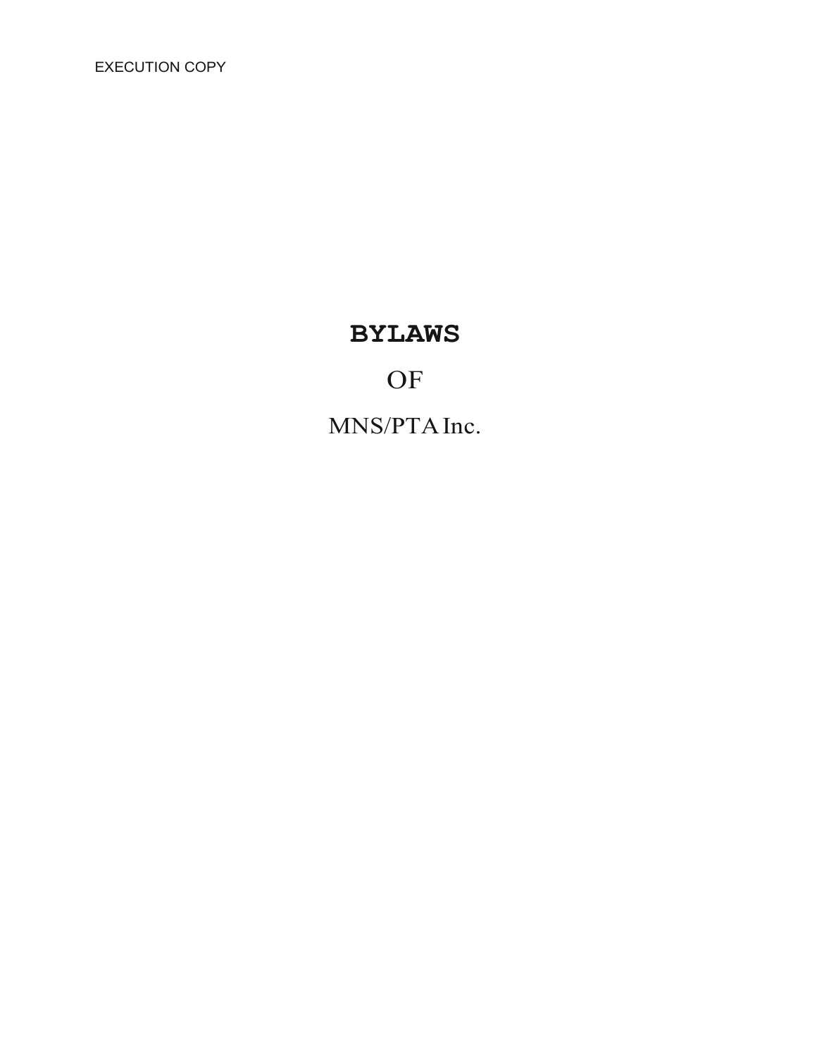EXECUTION COPY

# BYLAWS

OF

MNS/PTA Inc.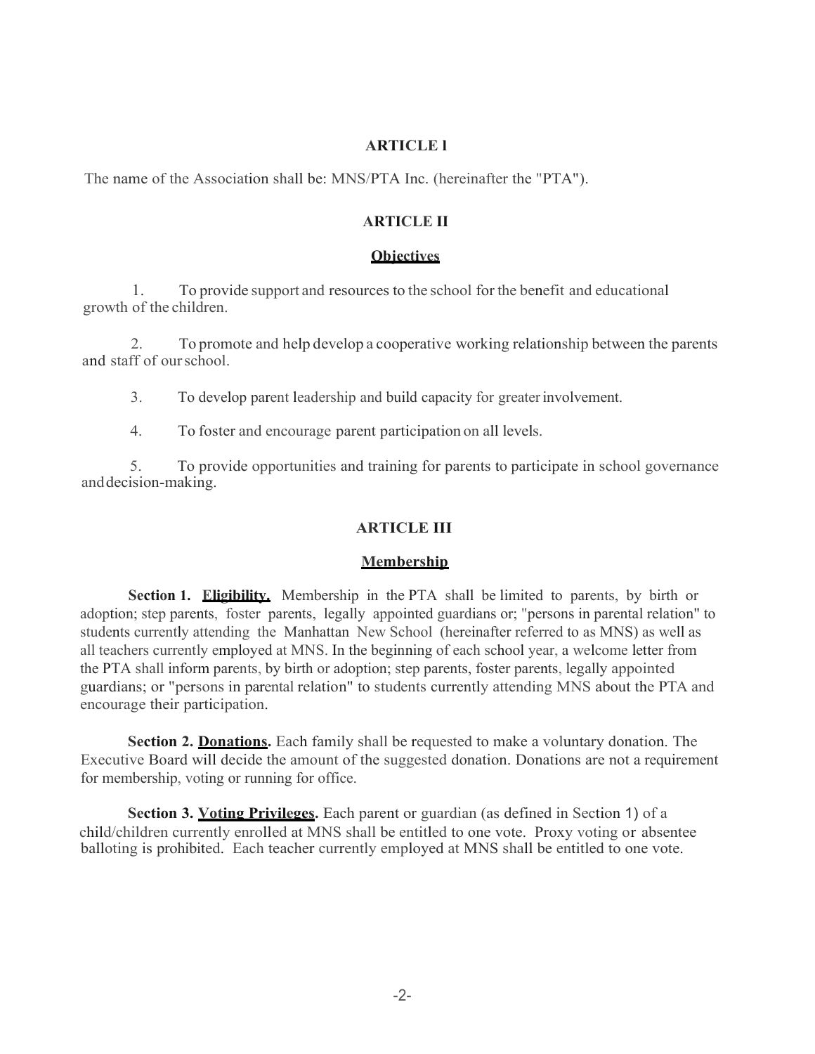## ARTICLE I

The name of the Association shall be: MNS/PTA Inc. (hereinafter the "PTA").

## ARTICLE II

### Objectives

1. To provide support and resources to the school for the benefit and educational growth of the children.

2. To promote and help develop a cooperative working relationship between the parents and staff of our school.

3. To develop parent leadership and build capacity for greater involvement.

4. To foster and encourage parent participation on all levels.

5. To provide opportunities and training for parents to participate in school governance and decision-making.

## ARTICLE III

### Membership

**Section 1. Eligibility.** Membership in the PTA shall be limited to parents, by birth or adoption; step parents, foster parents, legally appointed guardians or; "persons in parental relation" to students currently attending the Manhattan New School (hereinafter referred to as MNS) as well as all teachers currently employed at MNS. In the beginning of each school year, a welcome letter from the PTA shall inform parents, by birth or adoption; step parents, foster parents, legally appointed guardians; or "persons in parental relation" to students currently attending MNS about the PTA and encourage their participation.

**Section 2. Donations.** Each family shall be requested to make a voluntary donation. The Executive Board will decide the amount of the suggested donation. Donations are not a requirement for membership, voting or running for office.

**Section 3. Voting Privileges.** Each parent or guardian (as defined in Section 1) of a child/children currently enrolled at MNS shall be entitled to one vote. Proxy voting or absentee balloting is prohibited. Each teacher currently employed at MNS shall be entitled to one vote.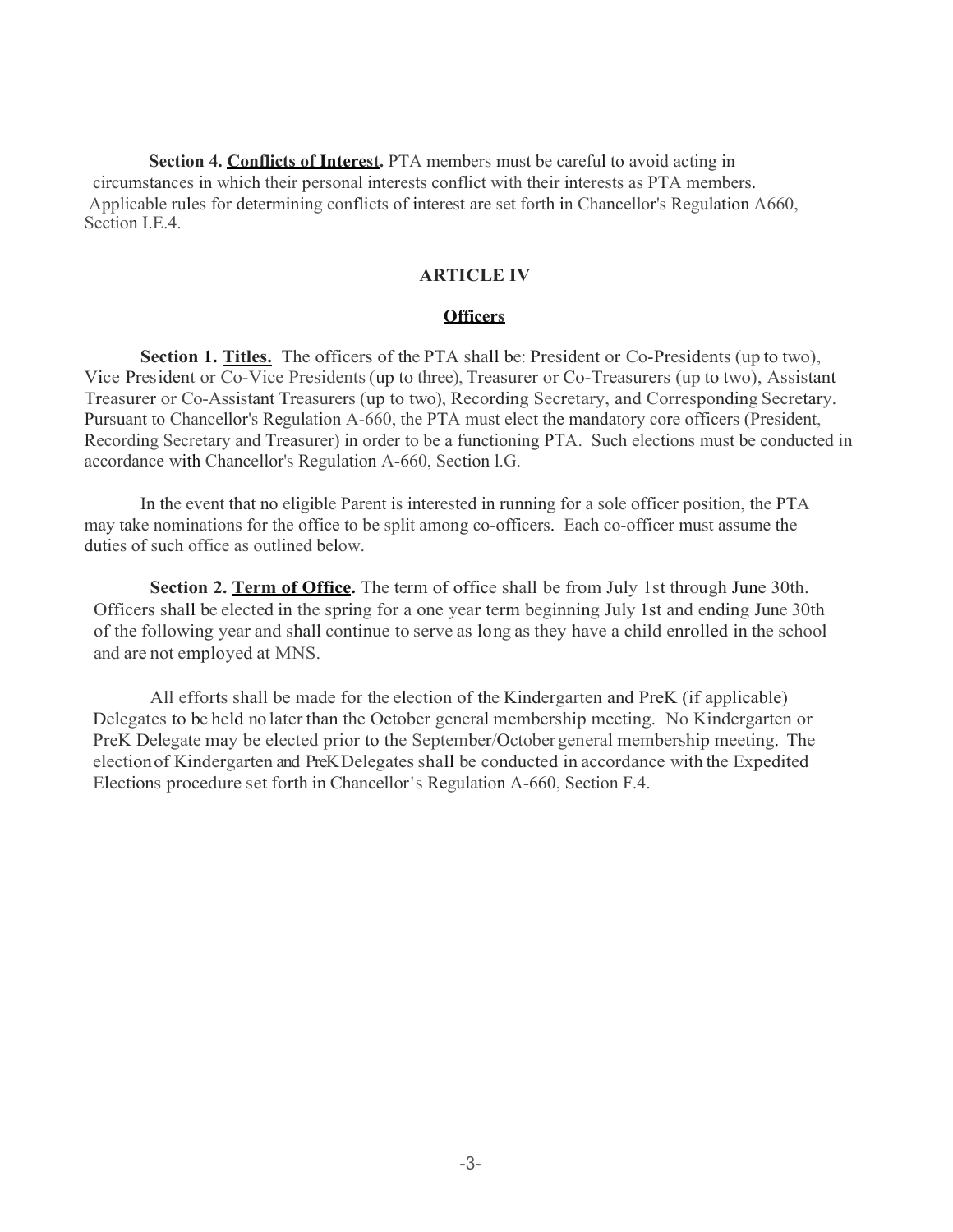**Section 4. Conflicts of Interest.** PTA members must be careful to avoid acting in circumstances in which their personal interests conflict with their interests as PTA members. Applicable rules for determining conflicts of interest are set forth in Chancellor's Regulation A660, Section I.E.4.

## ARTICLE IV

### Officers

**Section 1. Titles.** The officers of the PTA shall be: President or Co-Presidents (up to two), Vice President or Co-Vice Presidents (up to three), Treasurer or Co-Treasurers (up to two), Assistant Treasurer or Co-Assistant Treasurers (up to two), Recording Secretary, and Corresponding Secretary. Pursuant to Chancellor's Regulation A-660, the PTA must elect the mandatory core officers (President, Recording Secretary and Treasurer) in order to be a functioning PTA. Such elections must be conducted in accordance with Chancellor's Regulation A-660, Section l.G.

In the event that no eligible Parent is interested in running for a sole officer position, the PTA may take nominations for the office to be split among co-officers. Each co-officer must assume the duties of such office as outlined below.

**Section 2. Term of Office.** The term of office shall be from July 1st through June 30th. Officers shall be elected in the spring for a one year term beginning July 1st and ending June 30th of the following year and shall continue to serve as long as they have a child enrolled in the school and are not employed at MNS.

All efforts shall be made for the election of the Kindergarten and PreK (if applicable) Delegates to be held no later than the October general membership meeting. No Kindergarten or PreK Delegate may be elected prior to the September/October general membership meeting. The election of Kindergarten and PreK Delegates shall be conducted in accordance with the Expedited Elections procedure set forth in Chancellor's Regulation A-660, Section F.4.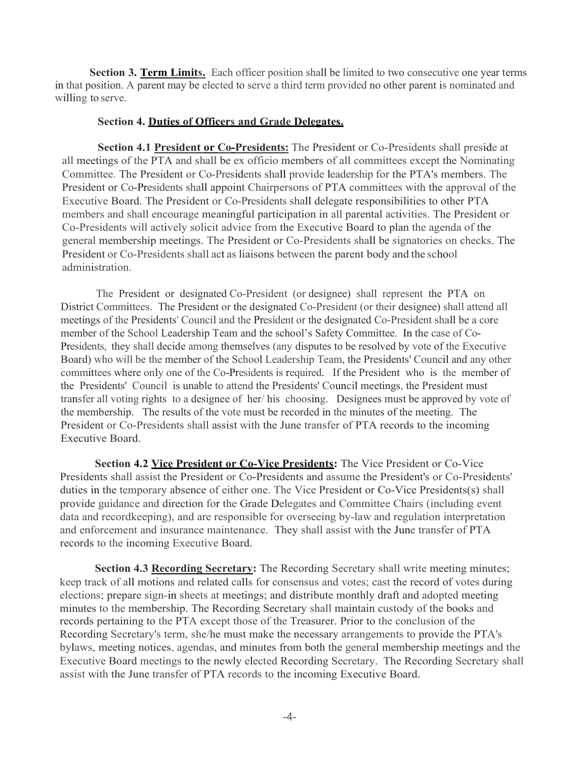**Section 3. Term Limits.** Each officer position shall be limited to two consecutive one year terms in that position. A parent may be elected to serve a third term provided no other parent is nominated and willing to serve.

**Section 4. Duties of Officers and Grade Delegates.**

**Section 4.1 President or Co-Presidents:** The President or Co-Presidents shall preside at all meetings of the PTA and shall be ex officio members of all committees except the Nominating Committee. The President or Co-Presidents shall provide leadership for the PTA's members. The President or Co-Presidents shall appoint Chairpersons of PTA committees with the approval of the Executive Board. The President or Co-Presidents shall delegate responsibilities to other PTA members and shall encourage meaningful participation in all parental activities. The President or Co-Presidents will actively solicit advice from the Executive Board to plan the agenda of the general membership meetings. The President or Co-Presidents shall be signatories on checks. The President or Co-Presidents shall act as liaisons between the parent body and the school administration.

The President or designated Co-President (or designee) shall represent the PTA on District Committees. The President or the designated Co-President (or their designee) shall attend all meetings of the Presidents' Council and the President or the designated Co-President shall be a core member of the School Leadership Team and the school's Safety Committee. In the case of Co-Presidents, they shall decide among themselves (any disputes to be resolved by vote of the Executive Board) who will be the member of the School Leadership Team, the Presidents' Council and any other committees where only one of the Co-Presidents is required. If the President who is the member of the Presidents' Council is unable to attend the Presidents' Council meetings, the President must transfer all voting rights to a designee of her/ his choosing. Designees must be approved by vote of the membership. The results of the vote must be recorded in the minutes of the meeting. The President or Co-Presidents shall assist with the June transfer of PTA records to the incoming Executive Board.

**Section 4.2 Vice President or Co-Vice Presidents:** The Vice President or Co-Vice Presidents shall assist the President or Co-Presidents and assume the President's or Co-Presidents' duties in the temporary absence of either one. The Vice President or Co-Vice Presidents(s) shall provide guidance and direction for the Grade Delegates and Committee Chairs (including event data and recordkeeping), and are responsible for overseeing by-law and regulation interpretation and enforcement and insurance maintenance. They shall assist with the June transfer of PTA records to the incoming Executive Board.

**Section 4.3 Recording Secretary:** The Recording Secretary shall write meeting minutes; keep track of all motions and related calls for consensus and votes; cast the record of votes during elections; prepare sign-in sheets at meetings; and distribute monthly draft and adopted meeting minutes to the membership. The Recording Secretary shall maintain custody of the books and records pertaining to the PTA except those of the Treasurer. Prior to the conclusion of the Recording Secretary's term, she/he must make the necessary arrangements to provide the PTA's bylaws, meeting notices, agendas, and minutes from both the general membership meetings and the Executive Board meetings to the newly elected Recording Secretary. The Recording Secretary shall assist with the June transfer of PTA records to the incoming Executive Board.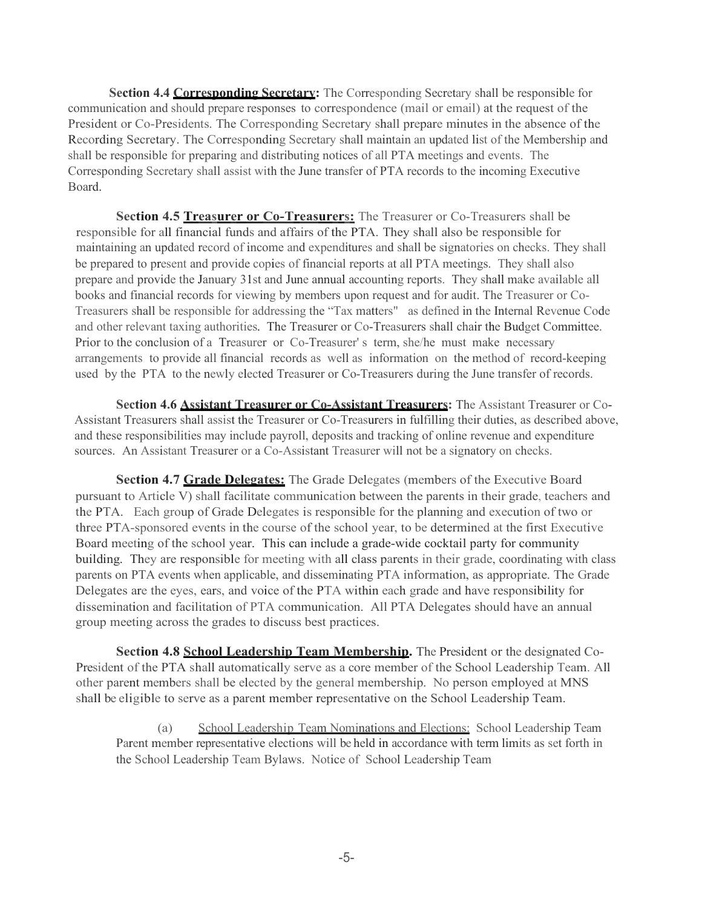**Section 4.4 Corresponding Secretary:** The Corresponding Secretary shall be responsible for communication and should prepare responses to correspondence (mail or email) at the request of the President or Co-Presidents. The Corresponding Secretary shall prepare minutes in the absence of the Recording Secretary. The Corresponding Secretary shall maintain an updated list of the Membership and shall be responsible for preparing and distributing notices of all PTA meetings and events. The Corresponding Secretary shall assist with the June transfer of PTA records to the incoming Executive Board.

**Section 4.5 Treasurer or Co-Treasurers:** The Treasurer or Co-Treasurers shall be responsible for all financial funds and affairs of the PTA. They shall also be responsible for maintaining an updated record of income and expenditures and shall be signatories on checks. They shall be prepared to present and provide copies of financial reports at all PTA meetings. They shall also prepare and provide the January 31st and June annual accounting reports. They shall make available all books and financial records for viewing by members upon request and for audit. The Treasurer or Co-Treasurers shall be responsible for addressing the "Tax matters" as defined in the Internal Revenue Code and other relevant taxing authorities. The Treasurer or Co-Treasurers shall chair the Budget Committee. Prior to the conclusion of a Treasurer or Co-Treasurer' s term, she/he must make necessary arrangements to provide all financial records as well as information on the method of record-keeping used by the PTA to the newly elected Treasurer or Co-Treasurers during the June transfer of records.

**Section 4.6 Assistant Treasurer or Co-Assistant Treasurers:** The Assistant Treasurer or Co-Assistant Treasurers shall assist the Treasurer or Co-Treasurers in fulfilling their duties, as described above, and these responsibilities may include payroll, deposits and tracking of online revenue and expenditure sources. An Assistant Treasurer or a Co-Assistant Treasurer will not be a signatory on checks.

**Section 4.7 Grade Delegates:** The Grade Delegates (members of the Executive Board pursuant to Article V) shall facilitate communication between the parents in their grade, teachers and the PTA. Each group of Grade Delegates is responsible for the planning and execution of two or three PTA-sponsored events in the course of the school year, to be determined at the first Executive Board meeting of the school year. This can include a grade-wide cocktail party for community building. They are responsible for meeting with all class parents in their grade, coordinating with class parents on PTA events when applicable, and disseminating PTA information, as appropriate. The Grade Delegates are the eyes, ears, and voice of the PTA within each grade and have responsibility for dissemination and facilitation of PTA communication. All PTA Delegates should have an annual group meeting across the grades to discuss best practices.

**Section 4.8 School Leadership Team Membership.** The President or the designated Co-President of the PTA shall automatically serve as a core member of the School Leadership Team. All other parent members shall be elected by the general membership. No person employed at MNS shall be eligible to serve as a parent member representative on the School Leadership Team.

(a) School Leadership Team Nominations and Elections: School Leadership Team Parent member representative elections will be held in accordance with term limits as set forth in the School Leadership Team Bylaws. Notice of School Leadership Team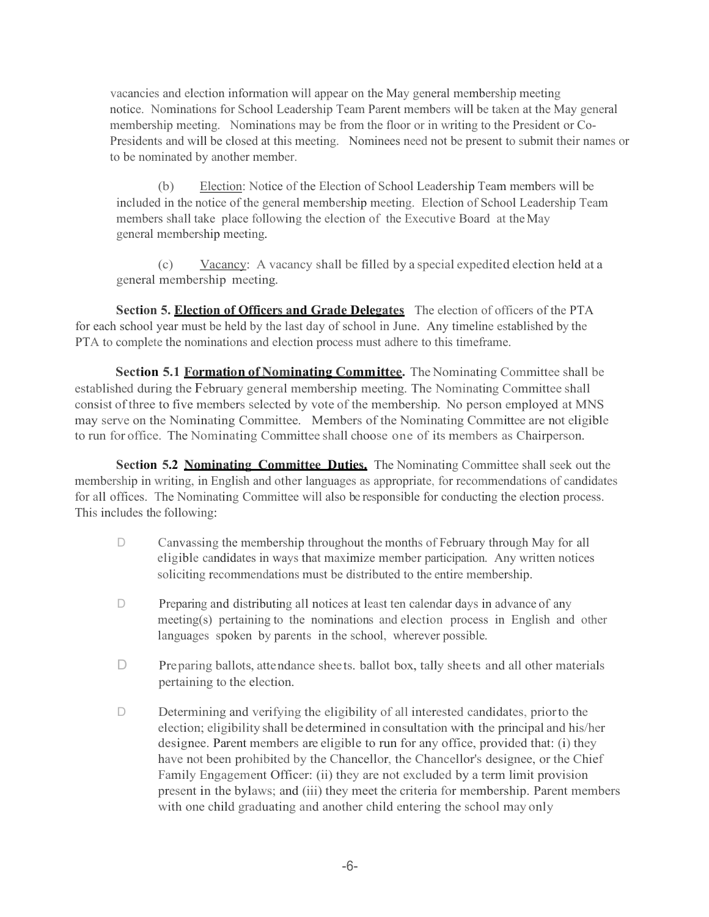vacancies and election information will appear on the May general membership meeting notice. Nominations for School Leadership Team Parent members will be taken at the May general membership meeting. Nominations may be from the floor or in writing to the President or Co-Presidents and will be closed at this meeting. Nominees need not be present to submit their names or to be nominated by another member.

(b) Election: Notice of the Election of School Leadership Team members will be included in the notice of the general membership meeting. Election of School Leadership Team members shall take place following the election of the Executive Board at the May general membership meeting.

(c) Vacancy: A vacancy shall be filled by a special expedited election held at a general membership meeting.

**Section 5. Election of Officers and Grade Delegates** The election of officers of the PTA for each school year must be held by the last day of school in June. Any timeline established by the PTA to complete the nominations and election process must adhere to this timeframe.

**Section 5.1 Formation of Nominating Committee.** The Nominating Committee shall be established during the February general membership meeting. The Nominating Committee shall consist of three to five members selected by vote of the membership. No person employed at MNS may serve on the Nominating Committee. Members of the Nominating Committee are not eligible to run for office. The Nominating Committee shall choose one of its members as Chairperson.

**Section 5.2 Nominating Committee Duties.** The Nominating Committee shall seek out the membership in writing, in English and other languages as appropriate, for recommendations of candidates for all offices. The Nominating Committee will also be responsible for conducting the election process. This includes the following:

- Canvassing the membership throughout the months of February through May for all eligible candidates in ways that maximize member participation. Any written notices soliciting recommendations must be distributed to the entire membership.
- Preparing and distributing all notices at least ten calendar days in advance of any meeting(s) pertaining to the nominations and election process in English and other languages spoken by parents in the school, wherever possible.
- Preparing ballots, attendance sheets. ballot box, tally sheets and all other materials pertaining to the election.
- Determining and verifying the eligibility of all interested candidates, prior to the election; eligibility shall be determined in consultation with the principal and his/her designee. Parent members are eligible to run for any office, provided that: (i) they have not been prohibited by the Chancellor, the Chancellor's designee, or the Chief Family Engagement Officer: (ii) they are not excluded by a term limit provision present in the bylaws; and (iii) they meet the criteria for membership. Parent members with one child graduating and another child entering the school may only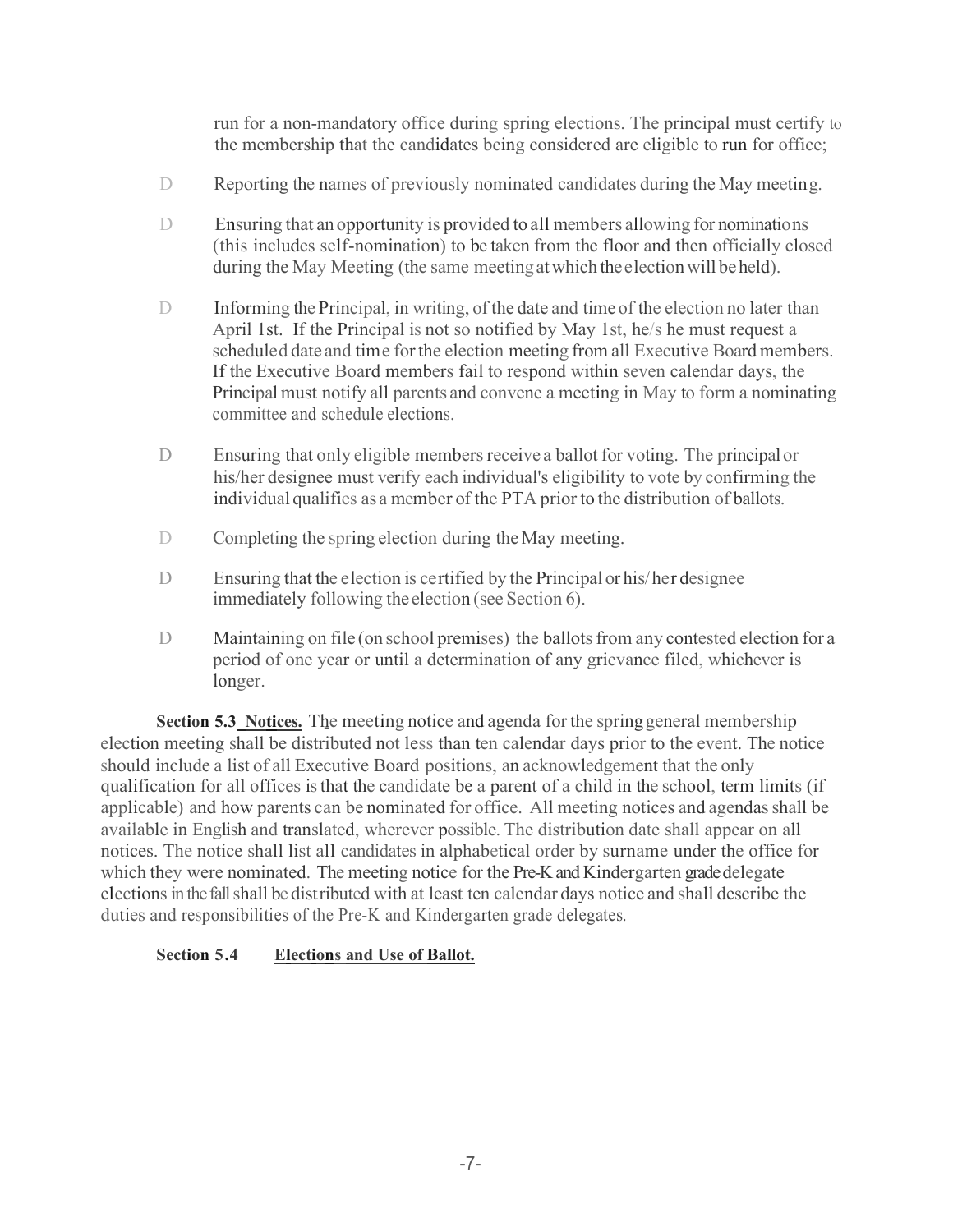run for a non-mandatory office during spring elections. The principal must certify to the membership that the candidates being considered are eligible to run for office;

- Reporting the names of previously nominated candidates during the May meeting.
- Ensuring that an opportunity is provided to all members allowing for nominations (this includes self-nomination) to be taken from the floor and then officially closed during the May Meeting (the same meeting at which the election will be held).
- Informing the Principal, in writing, of the date and time of the election no later than April 1st. If the Principal is not so notified by May 1st, he/s he must request a scheduled date and time for the election meeting from all Executive Board members. If the Executive Board members fail to respond within seven calendar days, the Principal must notify all parents and convene a meeting in May to form a nominating committee and schedule elections.
- Ensuring that only eligible members receive a ballot for voting. The principal or his/her designee must verify each individual's eligibility to vote by confirming the individual qualifies as a member of the PTA prior to the distribution of ballots.
- Completing the spring election during the May meeting.
- Ensuring that the election is certified by the Principal or his/her designee immediately following the election (see Section 6).
- Maintaining on file (on school premises) the ballots from any contested election for a period of one year or until a determination of any grievance filed, whichever is longer.

**Section 5.3 Notices.** The meeting notice and agenda for the spring general membership election meeting shall be distributed not less than ten calendar days prior to the event. The notice should include a list of all Executive Board positions, an acknowledgement that the only qualification for all offices is that the candidate be a parent of a child in the school, term limits (if applicable) and how parents can be nominated for office. All meeting notices and agendas shall be available in English and translated, wherever possible. The distribution date shall appear on all notices. The notice shall list all candidates in alphabetical order by surname under the office for which they were nominated. The meeting notice for the Pre-K and Kindergarten grade delegate elections in the fall shall be distributed with at least ten calendar days notice and shall describe the duties and responsibilities of the Pre-K and Kindergarten grade delegates.

**Section 5.4 Elections and Use of Ballot.**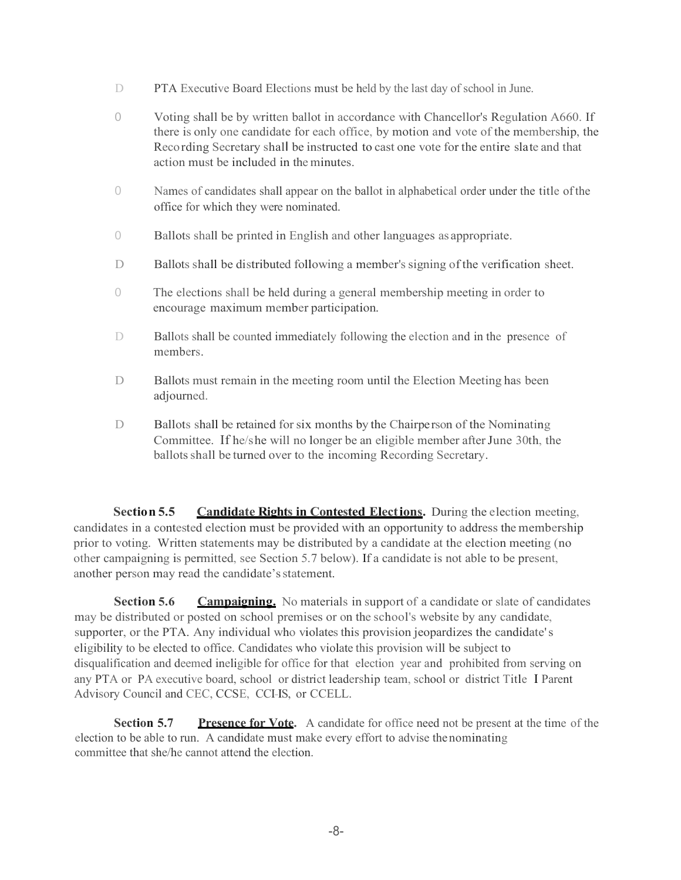- PTA Executive Board Elections must be held by the last day of school in June.
- Voting shall be by written ballot in accordance with Chancellor's Regulation A660. If there is only one candidate for each office, by motion and vote of the membership, the Recording Secretary shall be instructed to cast one vote for the entire slate and that action must be included in the minutes.
- Names of candidates shall appear on the ballot in alphabetical order under the title of the office for which they were nominated.
- Ballots shall be printed in English and other languages as appropriate.
- Ballots shall be distributed following a member's signing of the verification sheet.
- The elections shall be held during a general membership meeting in order to encourage maximum member participation.
- Ballots shall be counted immediately following the election and in the presence of members.
- Ballots must remain in the meeting room until the Election Meeting has been adjourned.
- Ballots shall be retained for six months by the Chairperson of the Nominating Committee. If he/she will no longer be an eligible member after June 30th, the ballots shall be turned over to the incoming Recording Secretary.

**Section 5.5** **Candidate Rights in Contested Elections.** During the election meeting, candidates in a contested election must be provided with an opportunity to address the membership prior to voting. Written statements may be distributed by a candidate at the election meeting (no other campaigning is permitted, see Section 5.7 below). If a candidate is not able to be present, another person may read the candidate's statement.

**Section 5.6** **Campaigning.** No materials in support of a candidate or slate of candidates may be distributed or posted on school premises or on the school's website by any candidate, supporter, or the PTA. Any individual who violates this provision jeopardizes the candidate's eligibility to be elected to office. Candidates who violate this provision will be subject to disqualification and deemed ineligible for office for that election year and prohibited from serving on any PTA or PA executive board, school or district leadership team, school or district Title I Parent Advisory Council and CEC, CCSE, CCHS, or CCELL.

**Section 5.7** **Presence for Vote.** A candidate for office need not be present at the time of the election to be able to run. A candidate must make every effort to advise the nominating committee that she/he cannot attend the election.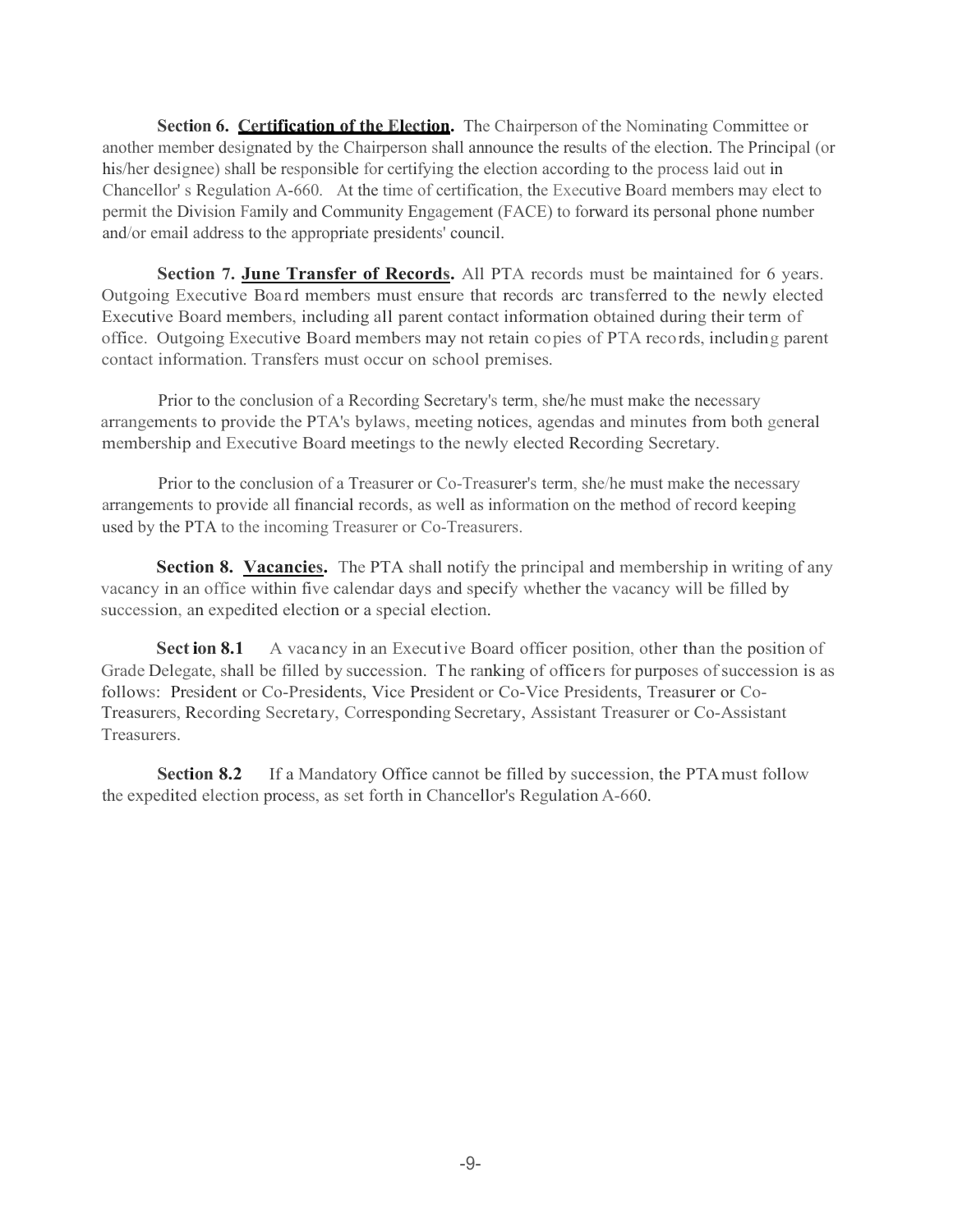**Section 6. <u>Certification of the Election</u>.** The Chairperson of the Nominating Committee or another member designated by the Chairperson shall announce the results of the election. The Principal (or his/her designee) shall be responsible for certifying the election according to the process laid out in Chancellor' s Regulation A-660. At the time of certification, the Executive Board members may elect to permit the Division Family and Community Engagement (FACE) to forward its personal phone number and/or email address to the appropriate presidents' council.

**Section 7. <u>June Transfer of Records</u>.** All PTA records must be maintained for 6 years. Outgoing Executive Board members must ensure that records arc transferred to the newly elected Executive Board members, including all parent contact information obtained during their term of office. Outgoing Executive Board members may not retain copies of PTA records, including parent contact information. Transfers must occur on school premises.

Prior to the conclusion of a Recording Secretary's term, she/he must make the necessary arrangements to provide the PTA's bylaws, meeting notices, agendas and minutes from both general membership and Executive Board meetings to the newly elected Recording Secretary.

Prior to the conclusion of a Treasurer or Co-Treasurer's term, she/he must make the necessary arrangements to provide all financial records, as well as information on the method of record keeping used by the PTA to the incoming Treasurer or Co-Treasurers.

**Section 8. <u>Vacancies</u>.** The PTA shall notify the principal and membership in writing of any vacancy in an office within five calendar days and specify whether the vacancy will be filled by succession, an expedited election or a special election.

**Section 8.1** A vacancy in an Executive Board officer position, other than the position of Grade Delegate, shall be filled by succession. The ranking of officers for purposes of succession is as follows: President or Co-Presidents, Vice President or Co-Vice Presidents, Treasurer or Co-Treasurers, Recording Secretary, Corresponding Secretary, Assistant Treasurer or Co-Assistant Treasurers.

**Section 8.2** If a Mandatory Office cannot be filled by succession, the PTA must follow the expedited election process, as set forth in Chancellor's Regulation A-660.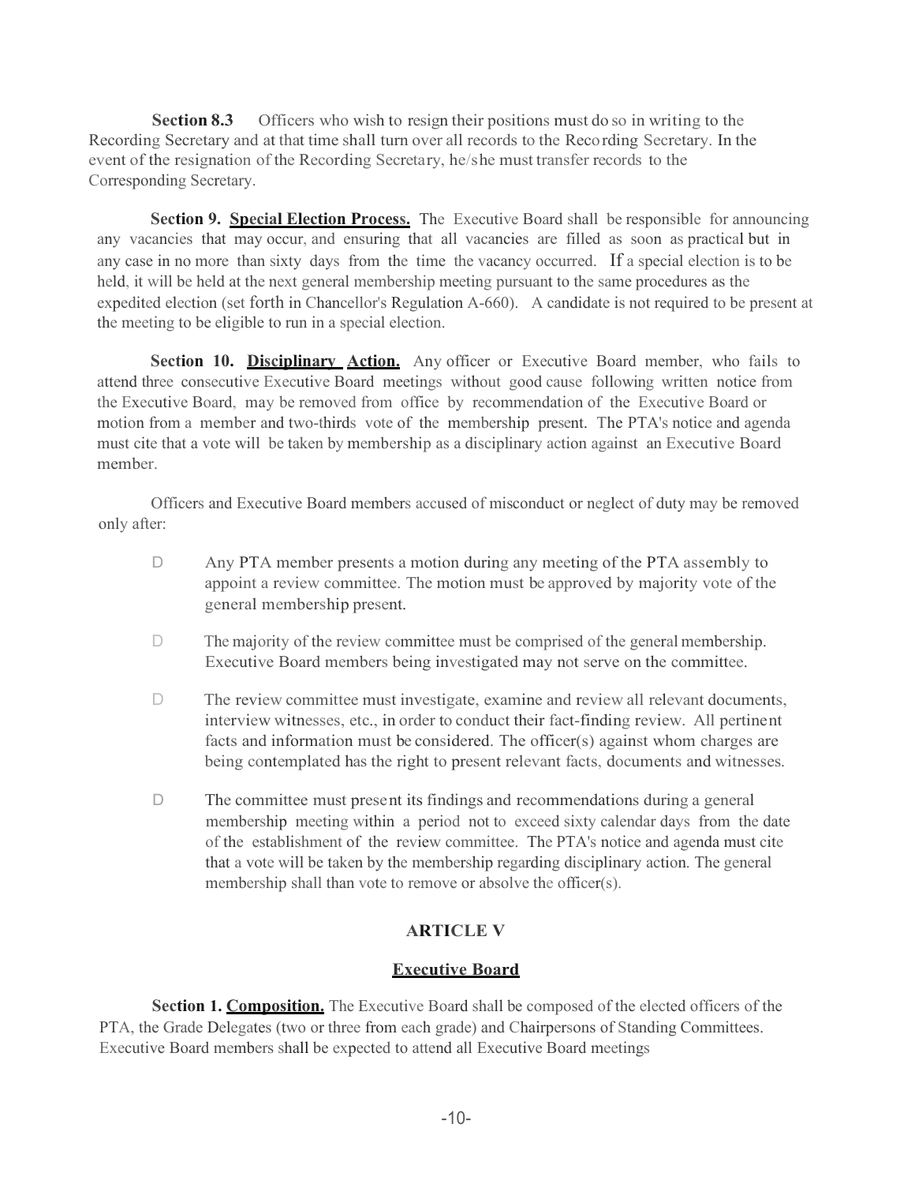**Section 8.3** Officers who wish to resign their positions must do so in writing to the Recording Secretary and at that time shall turn over all records to the Recording Secretary. In the event of the resignation of the Recording Secretary, he/she must transfer records to the Corresponding Secretary.

**Section 9. <u>Special Election Process.</u>** The Executive Board shall be responsible for announcing any vacancies that may occur, and ensuring that all vacancies are filled as soon as practical but in any case in no more than sixty days from the time the vacancy occurred. If a special election is to be held, it will be held at the next general membership meeting pursuant to the same procedures as the expedited election (set forth in Chancellor's Regulation A-660). A candidate is not required to be present at the meeting to be eligible to run in a special election.

**Section 10. <u>Disciplinary Action.</u>** Any officer or Executive Board member, who fails to attend three consecutive Executive Board meetings without good cause following written notice from the Executive Board, may be removed from office by recommendation of the Executive Board or motion from a member and two-thirds vote of the membership present. The PTA's notice and agenda must cite that a vote will be taken by membership as a disciplinary action against an Executive Board member.

Officers and Executive Board members accused of misconduct or neglect of duty may be removed only after:

- Any PTA member presents a motion during any meeting of the PTA assembly to appoint a review committee. The motion must be approved by majority vote of the general membership present.
- The majority of the review committee must be comprised of the general membership. Executive Board members being investigated may not serve on the committee.
- The review committee must investigate, examine and review all relevant documents, interview witnesses, etc., in order to conduct their fact-finding review. All pertinent facts and information must be considered. The officer(s) against whom charges are being contemplated has the right to present relevant facts, documents and witnesses.
- The committee must present its findings and recommendations during a general membership meeting within a period not to exceed sixty calendar days from the date of the establishment of the review committee. The PTA's notice and agenda must cite that a vote will be taken by the membership regarding disciplinary action. The general membership shall than vote to remove or absolve the officer(s).

## ARTICLE V

## <u>Executive Board</u>

**Section 1. <u>Composition.</u>** The Executive Board shall be composed of the elected officers of the PTA, the Grade Delegates (two or three from each grade) and Chairpersons of Standing Committees. Executive Board members shall be expected to attend all Executive Board meetings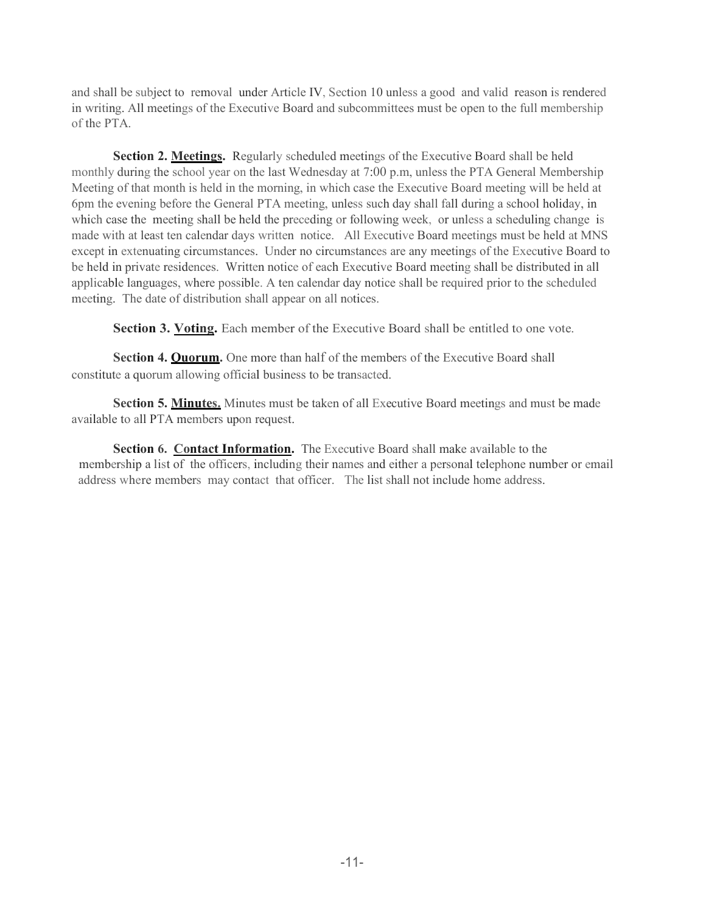and shall be subject to removal under Article IV, Section 10 unless a good and valid reason is rendered in writing. All meetings of the Executive Board and subcommittees must be open to the full membership of the PTA.

**Section 2. Meetings.** Regularly scheduled meetings of the Executive Board shall be held monthly during the school year on the last Wednesday at 7:00 p.m, unless the PTA General Membership Meeting of that month is held in the morning, in which case the Executive Board meeting will be held at 6pm the evening before the General PTA meeting, unless such day shall fall during a school holiday, in which case the meeting shall be held the preceding or following week, or unless a scheduling change is made with at least ten calendar days written notice. All Executive Board meetings must be held at MNS except in extenuating circumstances. Under no circumstances are any meetings of the Executive Board to be held in private residences. Written notice of each Executive Board meeting shall be distributed in all applicable languages, where possible. A ten calendar day notice shall be required prior to the scheduled meeting. The date of distribution shall appear on all notices.

**Section 3. Voting.** Each member of the Executive Board shall be entitled to one vote.

**Section 4. Quorum.** One more than half of the members of the Executive Board shall constitute a quorum allowing official business to be transacted.

**Section 5. Minutes.** Minutes must be taken of all Executive Board meetings and must be made available to all PTA members upon request.

**Section 6. Contact Information.** The Executive Board shall make available to the membership a list of the officers, including their names and either a personal telephone number or email address where members may contact that officer. The list shall not include home address.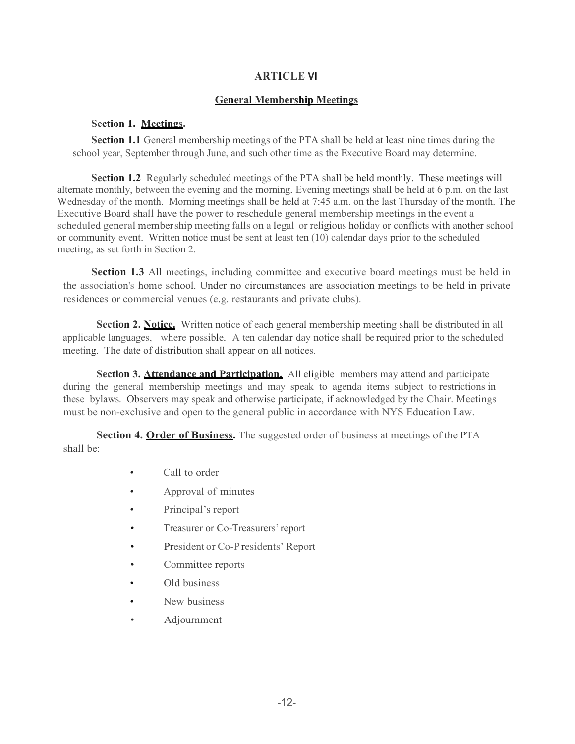# ARTICLE VI

## General Membership Meetings

**Section 1. Meetings.**

**Section 1.1** General membership meetings of the PTA shall be held at least nine times during the school year, September through June, and such other time as the Executive Board may determine.

**Section 1.2** Regularly scheduled meetings of the PTA shall be held monthly. These meetings will alternate monthly, between the evening and the morning. Evening meetings shall be held at 6 p.m. on the last Wednesday of the month. Morning meetings shall be held at 7:45 a.m. on the last Thursday of the month. The Executive Board shall have the power to reschedule general membership meetings in the event a scheduled general membership meeting falls on a legal or religious holiday or conflicts with another school or community event. Written notice must be sent at least ten (10) calendar days prior to the scheduled meeting, as set forth in Section 2.

**Section 1.3** All meetings, including committee and executive board meetings must be held in the association's home school. Under no circumstances are association meetings to be held in private residences or commercial venues (e.g. restaurants and private clubs).

**Section 2. Notice.** Written notice of each general membership meeting shall be distributed in all applicable languages, where possible. A ten calendar day notice shall be required prior to the scheduled meeting. The date of distribution shall appear on all notices.

**Section 3. Attendance and Participation.** All eligible members may attend and participate during the general membership meetings and may speak to agenda items subject to restrictions in these bylaws. Observers may speak and otherwise participate, if acknowledged by the Chair. Meetings must be non-exclusive and open to the general public in accordance with NYS Education Law.

**Section 4. Order of Business.** The suggested order of business at meetings of the PTA shall be:

- Call to order
- Approval of minutes
- Principal's report
- Treasurer or Co-Treasurers' report
- President or Co-Presidents' Report
- Committee reports
- Old business
- New business
- Adjournment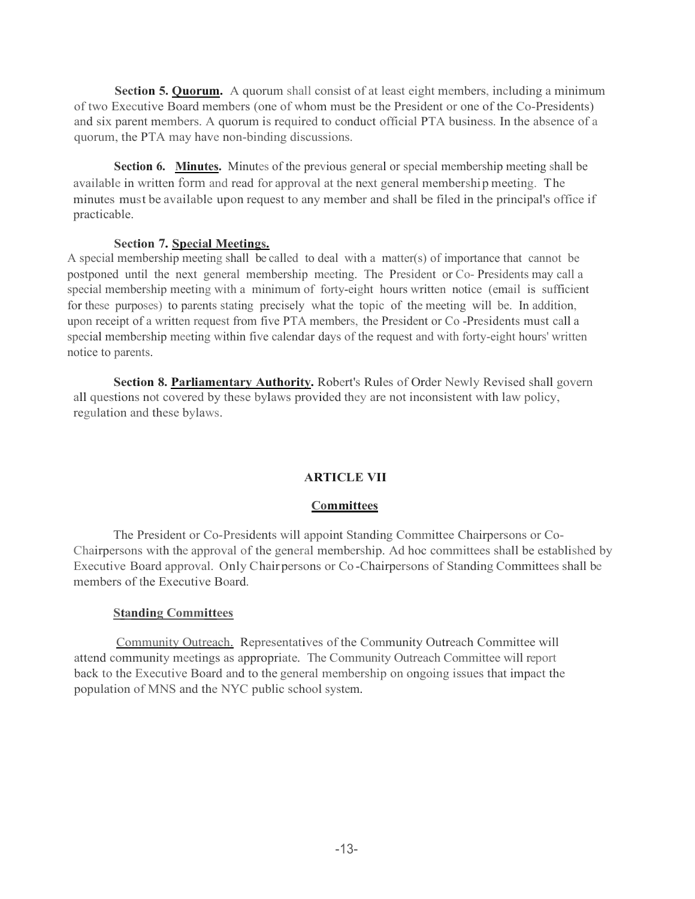**Section 5. Quorum.** A quorum shall consist of at least eight members, including a minimum of two Executive Board members (one of whom must be the President or one of the Co-Presidents) and six parent members. A quorum is required to conduct official PTA business. In the absence of a quorum, the PTA may have non-binding discussions.

**Section 6. Minutes.** Minutes of the previous general or special membership meeting shall be available in written form and read for approval at the next general membership meeting. The minutes must be available upon request to any member and shall be filed in the principal's office if practicable.

**Section 7. Special Meetings.**
A special membership meeting shall be called to deal with a matter(s) of importance that cannot be postponed until the next general membership meeting. The President or Co- Presidents may call a special membership meeting with a minimum of forty-eight hours written notice (email is sufficient for these purposes) to parents stating precisely what the topic of the meeting will be. In addition, upon receipt of a written request from five PTA members, the President or Co -Presidents must call a special membership meeting within five calendar days of the request and with forty-eight hours' written notice to parents.

**Section 8. Parliamentary Authority.** Robert's Rules of Order Newly Revised shall govern all questions not covered by these bylaws provided they are not inconsistent with law policy, regulation and these bylaws.

## ARTICLE VII

### Committees

The President or Co-Presidents will appoint Standing Committee Chairpersons or Co-Chairpersons with the approval of the general membership. Ad hoc committees shall be established by Executive Board approval. Only Chairpersons or Co -Chairpersons of Standing Committees shall be members of the Executive Board.

**Standing Committees**

Community Outreach. Representatives of the Community Outreach Committee will attend community meetings as appropriate. The Community Outreach Committee will report back to the Executive Board and to the general membership on ongoing issues that impact the population of MNS and the NYC public school system.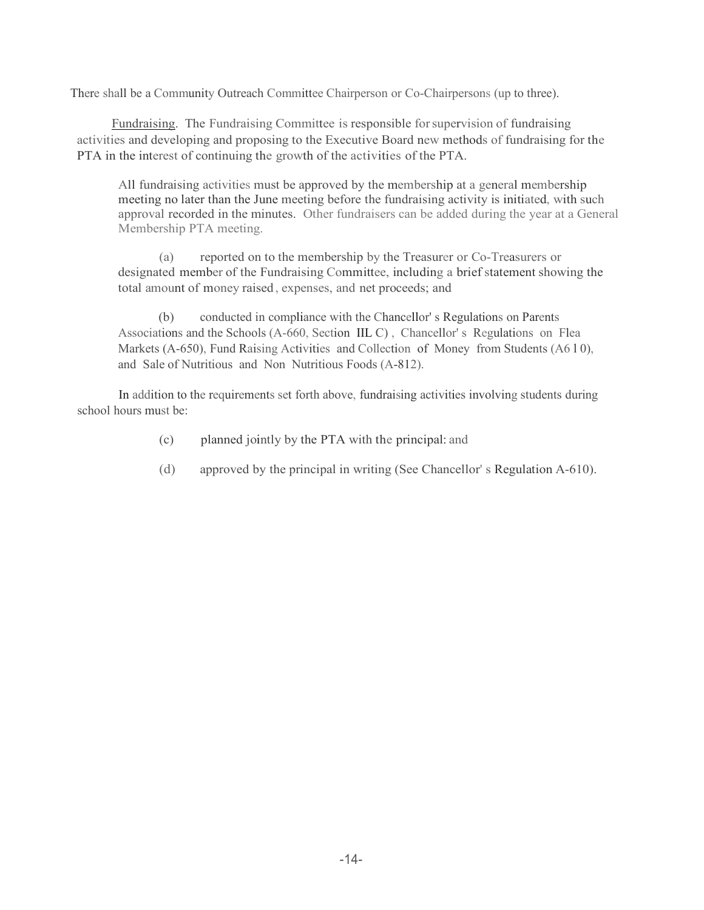There shall be a Community Outreach Committee Chairperson or Co-Chairpersons (up to three).

Fundraising. The Fundraising Committee is responsible for supervision of fundraising activities and developing and proposing to the Executive Board new methods of fundraising for the PTA in the interest of continuing the growth of the activities of the PTA.

All fundraising activities must be approved by the membership at a general membership meeting no later than the June meeting before the fundraising activity is initiated, with such approval recorded in the minutes. Other fundraisers can be added during the year at a General Membership PTA meeting.

(a) reported on to the membership by the Treasurer or Co-Treasurers or designated member of the Fundraising Committee, including a brief statement showing the total amount of money raised, expenses, and net proceeds; and

(b) conducted in compliance with the Chancellor's Regulations on Parents Associations and the Schools (A-660, Section IIL C), Chancellor's Regulations on Flea Markets (A-650), Fund Raising Activities and Collection of Money from Students (A6 l 0), and Sale of Nutritious and Non Nutritious Foods (A-812).

In addition to the requirements set forth above, fundraising activities involving students during school hours must be:

(c) planned jointly by the PTA with the principal: and

(d) approved by the principal in writing (See Chancellor's Regulation A-610).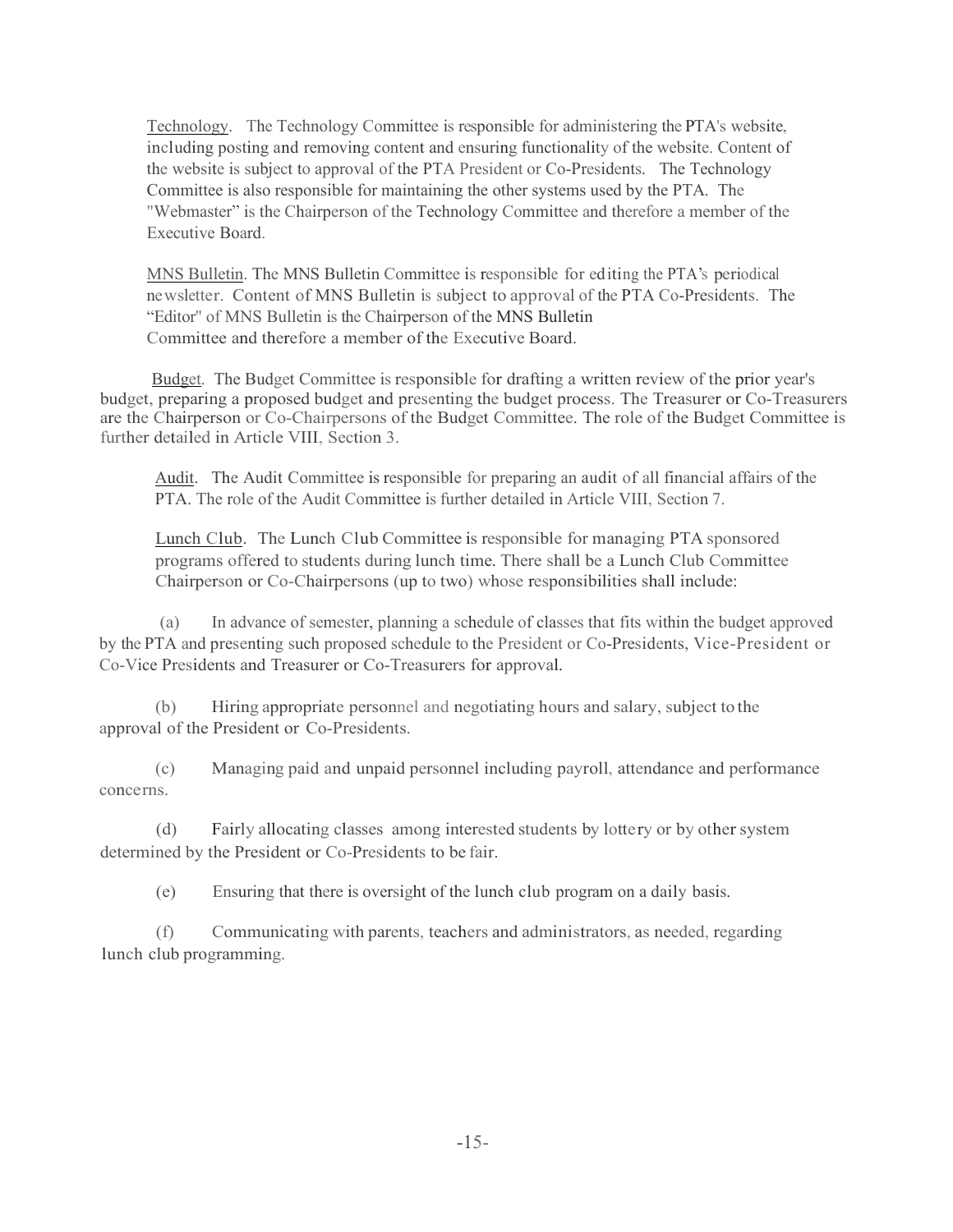Technology. The Technology Committee is responsible for administering the PTA's website, including posting and removing content and ensuring functionality of the website. Content of the website is subject to approval of the PTA President or Co-Presidents. The Technology Committee is also responsible for maintaining the other systems used by the PTA. The "Webmaster" is the Chairperson of the Technology Committee and therefore a member of the Executive Board.

MNS Bulletin. The MNS Bulletin Committee is responsible for editing the PTA's periodical newsletter. Content of MNS Bulletin is subject to approval of the PTA Co-Presidents. The "Editor" of MNS Bulletin is the Chairperson of the MNS Bulletin Committee and therefore a member of the Executive Board.

Budget. The Budget Committee is responsible for drafting a written review of the prior year's budget, preparing a proposed budget and presenting the budget process. The Treasurer or Co-Treasurers are the Chairperson or Co-Chairpersons of the Budget Committee. The role of the Budget Committee is further detailed in Article VIII, Section 3.

Audit. The Audit Committee is responsible for preparing an audit of all financial affairs of the PTA. The role of the Audit Committee is further detailed in Article VIII, Section 7.

Lunch Club. The Lunch Club Committee is responsible for managing PTA sponsored programs offered to students during lunch time. There shall be a Lunch Club Committee Chairperson or Co-Chairpersons (up to two) whose responsibilities shall include:

(a) In advance of semester, planning a schedule of classes that fits within the budget approved by the PTA and presenting such proposed schedule to the President or Co-Presidents, Vice-President or Co-Vice Presidents and Treasurer or Co-Treasurers for approval.

(b) Hiring appropriate personnel and negotiating hours and salary, subject to the approval of the President or Co-Presidents.

(c) Managing paid and unpaid personnel including payroll, attendance and performance concerns.

(d) Fairly allocating classes among interested students by lottery or by other system determined by the President or Co-Presidents to be fair.

(e) Ensuring that there is oversight of the lunch club program on a daily basis.

(f) Communicating with parents, teachers and administrators, as needed, regarding lunch club programming.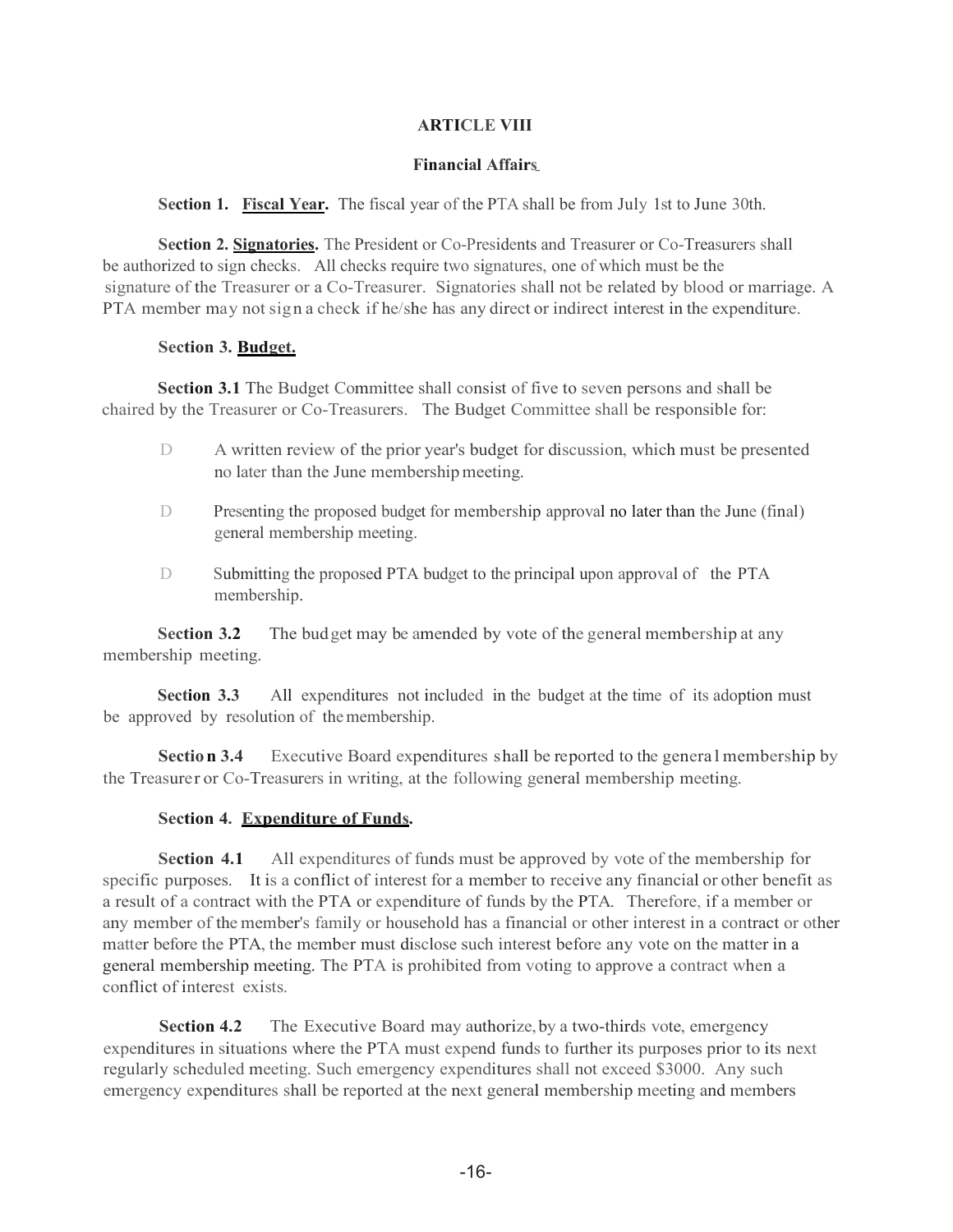## ARTICLE VIII

### Financial Affairs

**Section 1. Fiscal Year.** The fiscal year of the PTA shall be from July 1st to June 30th.

**Section 2. Signatories.** The President or Co-Presidents and Treasurer or Co-Treasurers shall be authorized to sign checks. All checks require two signatures, one of which must be the signature of the Treasurer or a Co-Treasurer. Signatories shall not be related by blood or marriage. A PTA member may not sign a check if he/she has any direct or indirect interest in the expenditure.

**Section 3. Budget.**

**Section 3.1** The Budget Committee shall consist of five to seven persons and shall be chaired by the Treasurer or Co-Treasurers. The Budget Committee shall be responsible for:

- A written review of the prior year's budget for discussion, which must be presented no later than the June membership meeting.
- Presenting the proposed budget for membership approval no later than the June (final) general membership meeting.
- Submitting the proposed PTA budget to the principal upon approval of the PTA membership.

**Section 3.2** The budget may be amended by vote of the general membership at any membership meeting.

**Section 3.3** All expenditures not included in the budget at the time of its adoption must be approved by resolution of the membership.

**Section 3.4** Executive Board expenditures shall be reported to the general membership by the Treasurer or Co-Treasurers in writing, at the following general membership meeting.

**Section 4. Expenditure of Funds.**

**Section 4.1** All expenditures of funds must be approved by vote of the membership for specific purposes. It is a conflict of interest for a member to receive any financial or other benefit as a result of a contract with the PTA or expenditure of funds by the PTA. Therefore, if a member or any member of the member's family or household has a financial or other interest in a contract or other matter before the PTA, the member must disclose such interest before any vote on the matter in a general membership meeting. The PTA is prohibited from voting to approve a contract when a conflict of interest exists.

**Section 4.2** The Executive Board may authorize, by a two-thirds vote, emergency expenditures in situations where the PTA must expend funds to further its purposes prior to its next regularly scheduled meeting. Such emergency expenditures shall not exceed $3000. Any such emergency expenditures shall be reported at the next general membership meeting and members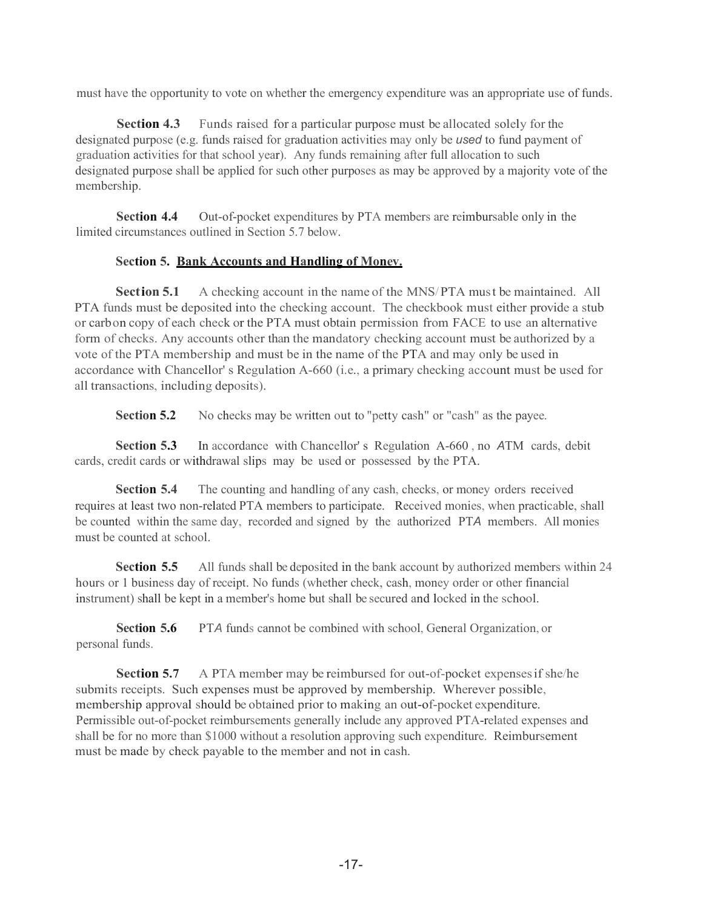must have the opportunity to vote on whether the emergency expenditure was an appropriate use of funds.

**Section 4.3** Funds raised for a particular purpose must be allocated solely for the designated purpose (e.g. funds raised for graduation activities may only be *used* to fund payment of graduation activities for that school year). Any funds remaining after full allocation to such designated purpose shall be applied for such other purposes as may be approved by a majority vote of the membership.

**Section 4.4** Out-of-pocket expenditures by PTA members are reimbursable only in the limited circumstances outlined in Section 5.7 below.

**Section 5. <u>Bank Accounts and Handling of Money.</u>**

**Section 5.1** A checking account in the name of the MNS/PTA must be maintained. All PTA funds must be deposited into the checking account. The checkbook must either provide a stub or carbon copy of each check or the PTA must obtain permission from FACE to use an alternative form of checks. Any accounts other than the mandatory checking account must be authorized by a vote of the PTA membership and must be in the name of the PTA and may only be used in accordance with Chancellor's Regulation A-660 (i.e., a primary checking account must be used for all transactions, including deposits).

**Section 5.2** No checks may be written out to "petty cash" or "cash" as the payee.

**Section 5.3** In accordance with Chancellor's Regulation A-660, no ATM cards, debit cards, credit cards or withdrawal slips may be used or possessed by the PTA.

**Section 5.4** The counting and handling of any cash, checks, or money orders received requires at least two non-related PTA members to participate. Received monies, when practicable, shall be counted within the same day, recorded and signed by the authorized PTA members. All monies must be counted at school.

**Section 5.5** All funds shall be deposited in the bank account by authorized members within 24 hours or 1 business day of receipt. No funds (whether check, cash, money order or other financial instrument) shall be kept in a member's home but shall be secured and locked in the school.

**Section 5.6** PTA funds cannot be combined with school, General Organization, or personal funds.

**Section 5.7** A PTA member may be reimbursed for out-of-pocket expenses if she/he submits receipts. Such expenses must be approved by membership. Wherever possible, membership approval should be obtained prior to making an out-of-pocket expenditure. Permissible out-of-pocket reimbursements generally include any approved PTA-related expenses and shall be for no more than $1000 without a resolution approving such expenditure. Reimbursement must be made by check payable to the member and not in cash.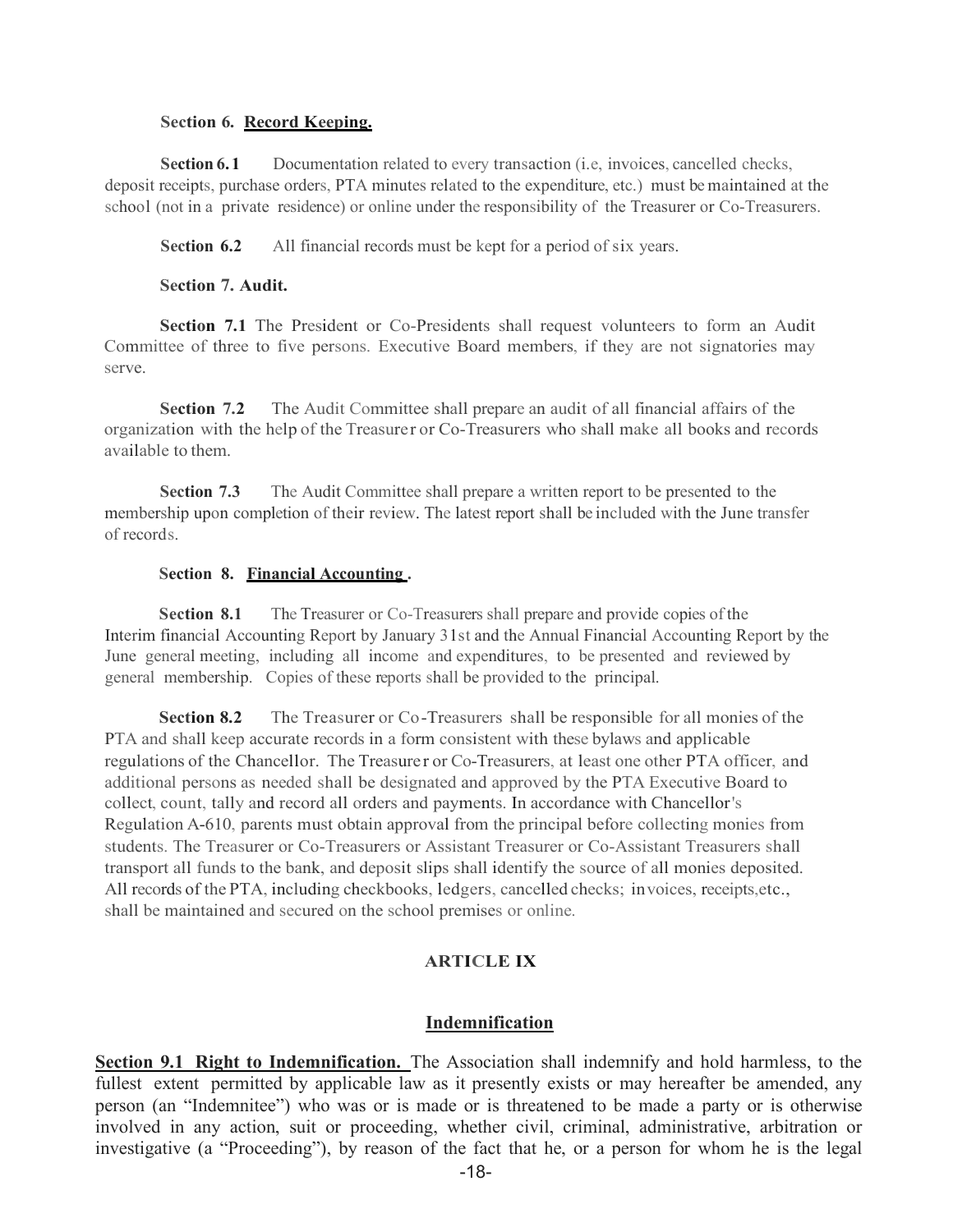**Section 6. Record Keeping.**

**Section 6.1** Documentation related to every transaction (i.e, invoices, cancelled checks, deposit receipts, purchase orders, PTA minutes related to the expenditure, etc.) must be maintained at the school (not in a private residence) or online under the responsibility of the Treasurer or Co-Treasurers.

**Section 6.2** All financial records must be kept for a period of six years.

**Section 7. Audit.**

**Section 7.1** The President or Co-Presidents shall request volunteers to form an Audit Committee of three to five persons. Executive Board members, if they are not signatories may serve.

**Section 7.2** The Audit Committee shall prepare an audit of all financial affairs of the organization with the help of the Treasurer or Co-Treasurers who shall make all books and records available to them.

**Section 7.3** The Audit Committee shall prepare a written report to be presented to the membership upon completion of their review. The latest report shall be included with the June transfer of records.

**Section 8. Financial Accounting .**

**Section 8.1** The Treasurer or Co-Treasurers shall prepare and provide copies of the Interim financial Accounting Report by January 31st and the Annual Financial Accounting Report by the June general meeting, including all income and expenditures, to be presented and reviewed by general membership. Copies of these reports shall be provided to the principal.

**Section 8.2** The Treasurer or Co-Treasurers shall be responsible for all monies of the PTA and shall keep accurate records in a form consistent with these bylaws and applicable regulations of the Chancellor. The Treasurer or Co-Treasurers, at least one other PTA officer, and additional persons as needed shall be designated and approved by the PTA Executive Board to collect, count, tally and record all orders and payments. In accordance with Chancellor's Regulation A-610, parents must obtain approval from the principal before collecting monies from students. The Treasurer or Co-Treasurers or Assistant Treasurer or Co-Assistant Treasurers shall transport all funds to the bank, and deposit slips shall identify the source of all monies deposited. All records of the PTA, including checkbooks, ledgers, cancelled checks; invoices, receipts,etc., shall be maintained and secured on the school premises or online.

## ARTICLE IX

## Indemnification

**Section 9.1 Right to Indemnification.** The Association shall indemnify and hold harmless, to the fullest extent permitted by applicable law as it presently exists or may hereafter be amended, any person (an "Indemnitee") who was or is made or is threatened to be made a party or is otherwise involved in any action, suit or proceeding, whether civil, criminal, administrative, arbitration or investigative (a "Proceeding"), by reason of the fact that he, or a person for whom he is the legal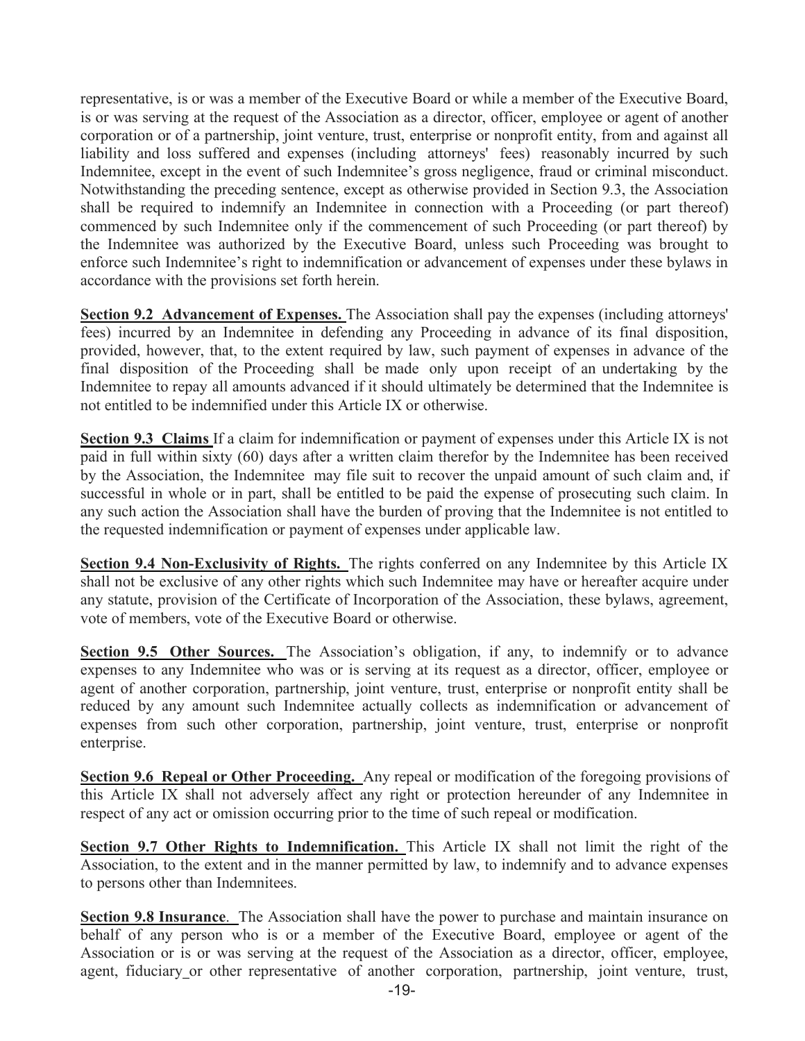representative, is or was a member of the Executive Board or while a member of the Executive Board, is or was serving at the request of the Association as a director, officer, employee or agent of another corporation or of a partnership, joint venture, trust, enterprise or nonprofit entity, from and against all liability and loss suffered and expenses (including attorneys' fees) reasonably incurred by such Indemnitee, except in the event of such Indemnitee's gross negligence, fraud or criminal misconduct. Notwithstanding the preceding sentence, except as otherwise provided in Section 9.3, the Association shall be required to indemnify an Indemnitee in connection with a Proceeding (or part thereof) commenced by such Indemnitee only if the commencement of such Proceeding (or part thereof) by the Indemnitee was authorized by the Executive Board, unless such Proceeding was brought to enforce such Indemnitee's right to indemnification or advancement of expenses under these bylaws in accordance with the provisions set forth herein.

**Section 9.2 Advancement of Expenses.** The Association shall pay the expenses (including attorneys' fees) incurred by an Indemnitee in defending any Proceeding in advance of its final disposition, provided, however, that, to the extent required by law, such payment of expenses in advance of the final disposition of the Proceeding shall be made only upon receipt of an undertaking by the Indemnitee to repay all amounts advanced if it should ultimately be determined that the Indemnitee is not entitled to be indemnified under this Article IX or otherwise.

**Section 9.3 Claims** If a claim for indemnification or payment of expenses under this Article IX is not paid in full within sixty (60) days after a written claim therefor by the Indemnitee has been received by the Association, the Indemnitee may file suit to recover the unpaid amount of such claim and, if successful in whole or in part, shall be entitled to be paid the expense of prosecuting such claim. In any such action the Association shall have the burden of proving that the Indemnitee is not entitled to the requested indemnification or payment of expenses under applicable law.

**Section 9.4 Non-Exclusivity of Rights.** The rights conferred on any Indemnitee by this Article IX shall not be exclusive of any other rights which such Indemnitee may have or hereafter acquire under any statute, provision of the Certificate of Incorporation of the Association, these bylaws, agreement, vote of members, vote of the Executive Board or otherwise.

**Section 9.5 Other Sources.** The Association's obligation, if any, to indemnify or to advance expenses to any Indemnitee who was or is serving at its request as a director, officer, employee or agent of another corporation, partnership, joint venture, trust, enterprise or nonprofit entity shall be reduced by any amount such Indemnitee actually collects as indemnification or advancement of expenses from such other corporation, partnership, joint venture, trust, enterprise or nonprofit enterprise.

**Section 9.6 Repeal or Other Proceeding.** Any repeal or modification of the foregoing provisions of this Article IX shall not adversely affect any right or protection hereunder of any Indemnitee in respect of any act or omission occurring prior to the time of such repeal or modification.

**Section 9.7 Other Rights to Indemnification.** This Article IX shall not limit the right of the Association, to the extent and in the manner permitted by law, to indemnify and to advance expenses to persons other than Indemnitees.

**Section 9.8 Insurance**. The Association shall have the power to purchase and maintain insurance on behalf of any person who is or a member of the Executive Board, employee or agent of the Association or is or was serving at the request of the Association as a director, officer, employee, agent, fiduciary or other representative of another corporation, partnership, joint venture, trust,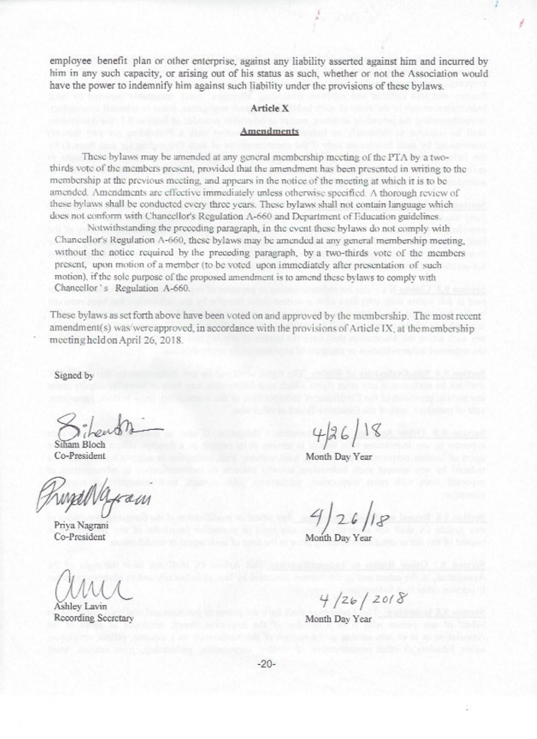employee benefit plan or other enterprise, against any liability asserted against him and incurred by him in any such capacity, or arising out of his status as such, whether or not the Association would have the power to indemnify him against such liability under the provisions of these bylaws.

## Article X

### Amendments

These bylaws may be amended at any general membership meeting of the PTA by a two-thirds vote of the members present, provided that the amendment has been presented in writing to the membership at the previous meeting, and appears in the notice of the meeting at which it is to be amended. Amendments are effective immediately unless otherwise specified. A thorough review of these bylaws shall be conducted every three years. These bylaws shall not contain language which does not conform with Chancellor's Regulation A-660 and Department of Education guidelines.

Notwithstanding the preceding paragraph, in the event these bylaws do not comply with Chancellor's Regulation A-660, these bylaws may be amended at any general membership meeting, without the notice required by the preceding paragraph, by a two-thirds vote of the members present, upon motion of a member (to be voted upon immediately after presentation of such motion), if the sole purpose of the proposed amendment is to amend these bylaws to comply with Chancellor's Regulation A-660.

These bylaws as set forth above have been voted on and approved by the membership. The most recent amendment(s) was/were approved, in accordance with the provisions of Article IX, at the membership meeting held on April 26, 2018.

Signed by

Siham Bloch
Co-President

4/26/18
Month Day Year

Priya Nagrani
Co-President

4/26/18
Month Day Year

Ashley Lavin
Recording Secretary

4/26/2018
Month Day Year